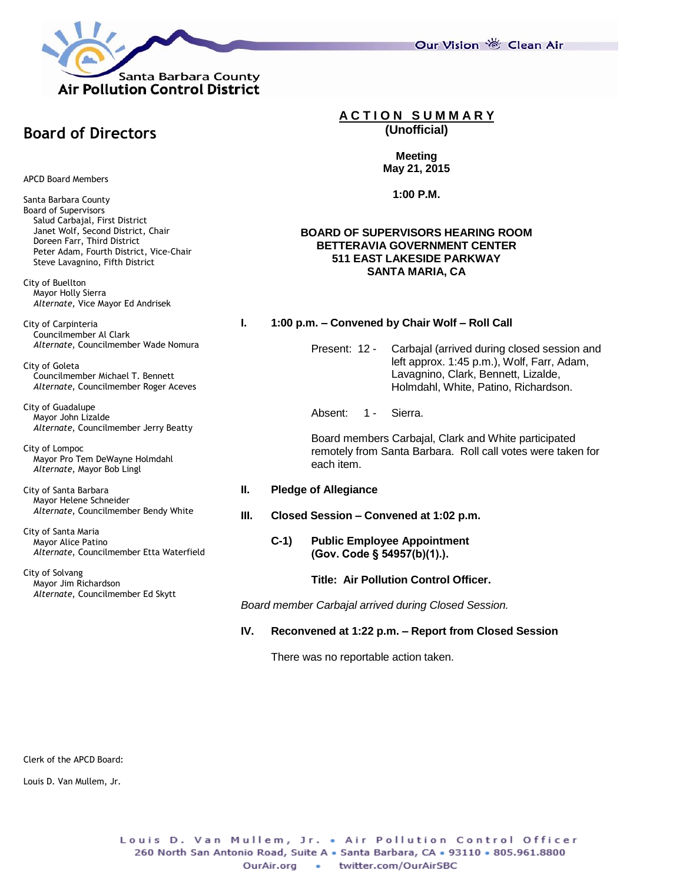Santa Barbara County
Air Pollution Control District

Our Vision Clean Air

# Board of Directors

APCD Board Members

Santa Barbara County
Board of Supervisors
- Salud Carbajal, First District
- Janet Wolf, Second District, Chair
- Doreen Farr, Third District
- Peter Adam, Fourth District, Vice-Chair
- Steve Lavagnino, Fifth District

City of Buellton
- Mayor Holly Sierra
- *Alternate*, Vice Mayor Ed Andrisek

City of Carpinteria
- Councilmember Al Clark
- *Alternate*, Councilmember Wade Nomura

City of Goleta
- Councilmember Michael T. Bennett
- *Alternate*, Councilmember Roger Aceves

City of Guadalupe
- Mayor John Lizalde
- *Alternate*, Councilmember Jerry Beatty

City of Lompoc
- Mayor Pro Tem DeWayne Holmdahl
- *Alternate*, Mayor Bob Lingl

City of Santa Barbara
- Mayor Helene Schneider
- *Alternate*, Councilmember Bendy White

City of Santa Maria
- Mayor Alice Patino
- *Alternate*, Councilmember Etta Waterfield

City of Solvang
- Mayor Jim Richardson
- *Alternate*, Councilmember Ed Skytt

Clerk of the APCD Board:

Louis D. Van Mullem, Jr.

## ACTION SUMMARY
**(Unofficial)**

**Meeting**
**May 21, 2015**

**1:00 P.M.**

**BOARD OF SUPERVISORS HEARING ROOM**
**BETTERAVIA GOVERNMENT CENTER**
**511 EAST LAKESIDE PARKWAY**
**SANTA MARIA, CA**

### I. 1:00 p.m. – Convened by Chair Wolf – Roll Call

Present: 12 - Carbajal (arrived during closed session and left approx. 1:45 p.m.), Wolf, Farr, Adam, Lavagnino, Clark, Bennett, Lizalde, Holmdahl, White, Patino, Richardson.

Absent: 1 - Sierra.

Board members Carbajal, Clark and White participated remotely from Santa Barbara. Roll call votes were taken for each item.

### II. Pledge of Allegiance

### III. Closed Session – Convened at 1:02 p.m.

**C-1) Public Employee Appointment (Gov. Code § 54957(b)(1).).**

**Title: Air Pollution Control Officer.**

*Board member Carbajal arrived during Closed Session.*

### IV. Reconvened at 1:22 p.m. – Report from Closed Session

There was no reportable action taken.

Louis D. Van Mullem, Jr. • Air Pollution Control Officer
260 North San Antonio Road, Suite A • Santa Barbara, CA • 93110 • 805.961.8800
OurAir.org • twitter.com/OurAirSBC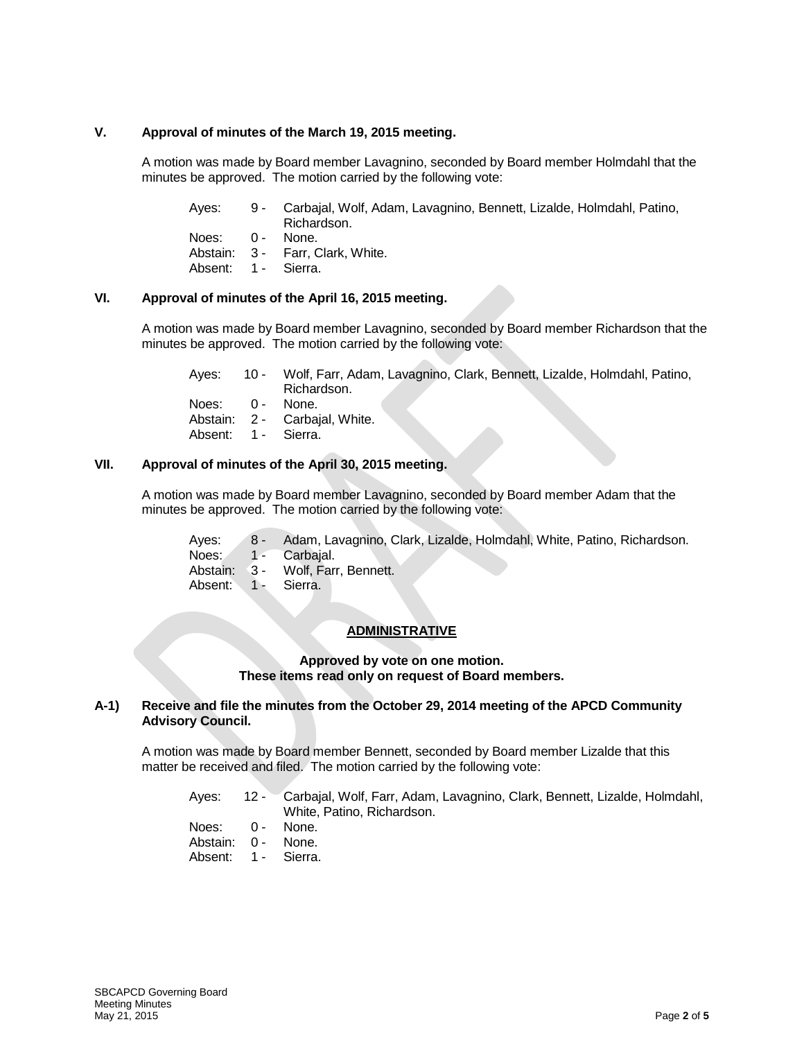### V. Approval of minutes of the March 19, 2015 meeting.

A motion was made by Board member Lavagnino, seconded by Board member Holmdahl that the minutes be approved. The motion carried by the following vote:

| | | |
|---|---|---|
| Ayes: | 9 - | Carbajal, Wolf, Adam, Lavagnino, Bennett, Lizalde, Holmdahl, Patino, Richardson. |
| Noes: | 0 - | None. |
| Abstain: | 3 - | Farr, Clark, White. |
| Absent: | 1 - | Sierra. |

### VI. Approval of minutes of the April 16, 2015 meeting.

A motion was made by Board member Lavagnino, seconded by Board member Richardson that the minutes be approved. The motion carried by the following vote:

| | | |
|---|---|---|
| Ayes: | 10 - | Wolf, Farr, Adam, Lavagnino, Clark, Bennett, Lizalde, Holmdahl, Patino, Richardson. |
| Noes: | 0 - | None. |
| Abstain: | 2 - | Carbajal, White. |
| Absent: | 1 - | Sierra. |

### VII. Approval of minutes of the April 30, 2015 meeting.

A motion was made by Board member Lavagnino, seconded by Board member Adam that the minutes be approved. The motion carried by the following vote:

| | | |
|---|---|---|
| Ayes: | 8 - | Adam, Lavagnino, Clark, Lizalde, Holmdahl, White, Patino, Richardson. |
| Noes: | 1 - | Carbajal. |
| Abstain: | 3 - | Wolf, Farr, Bennett. |
| Absent: | 1 - | Sierra. |

## ADMINISTRATIVE

**Approved by vote on one motion.**
**These items read only on request of Board members.**

### A-1) Receive and file the minutes from the October 29, 2014 meeting of the APCD Community Advisory Council.

A motion was made by Board member Bennett, seconded by Board member Lizalde that this matter be received and filed. The motion carried by the following vote:

| | | |
|---|---|---|
| Ayes: | 12 - | Carbajal, Wolf, Farr, Adam, Lavagnino, Clark, Bennett, Lizalde, Holmdahl, White, Patino, Richardson. |
| Noes: | 0 - | None. |
| Abstain: | 0 - | None. |
| Absent: | 1 - | Sierra. |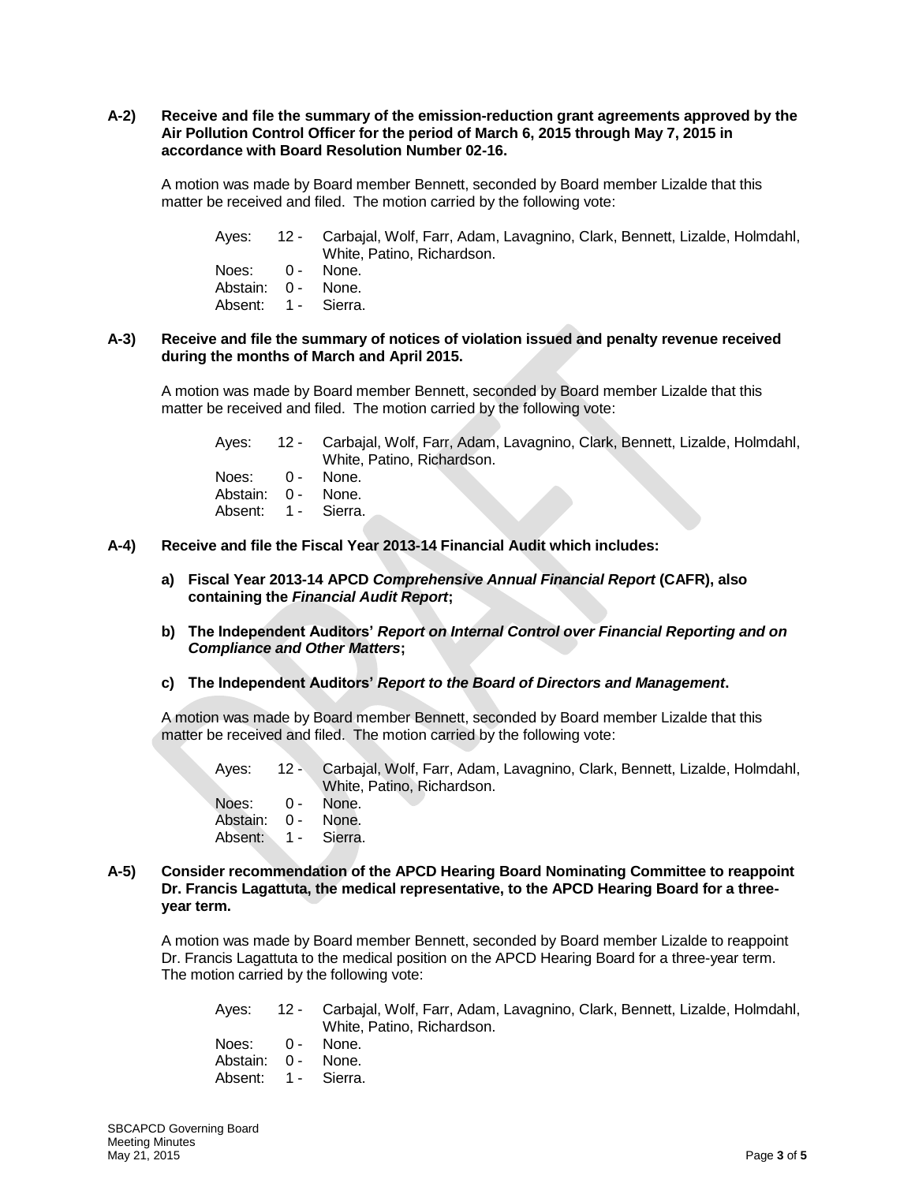**A-2) Receive and file the summary of the emission-reduction grant agreements approved by the Air Pollution Control Officer for the period of March 6, 2015 through May 7, 2015 in accordance with Board Resolution Number 02-16.**

A motion was made by Board member Bennett, seconded by Board member Lizalde that this matter be received and filed. The motion carried by the following vote:

Ayes: 12 - Carbajal, Wolf, Farr, Adam, Lavagnino, Clark, Bennett, Lizalde, Holmdahl, White, Patino, Richardson.
Noes: 0 - None.
Abstain: 0 - None.
Absent: 1 - Sierra.

**A-3) Receive and file the summary of notices of violation issued and penalty revenue received during the months of March and April 2015.**

A motion was made by Board member Bennett, seconded by Board member Lizalde that this matter be received and filed. The motion carried by the following vote:

Ayes: 12 - Carbajal, Wolf, Farr, Adam, Lavagnino, Clark, Bennett, Lizalde, Holmdahl, White, Patino, Richardson.
Noes: 0 - None.
Abstain: 0 - None.
Absent: 1 - Sierra.

**A-4) Receive and file the Fiscal Year 2013-14 Financial Audit which includes:**

**a) Fiscal Year 2013-14 APCD *Comprehensive Annual Financial Report* (CAFR), also containing the *Financial Audit Report*;**

**b) The Independent Auditors' *Report on Internal Control over Financial Reporting and on Compliance and Other Matters*;**

**c) The Independent Auditors' *Report to the Board of Directors and Management*.**

A motion was made by Board member Bennett, seconded by Board member Lizalde that this matter be received and filed. The motion carried by the following vote:

Ayes: 12 - Carbajal, Wolf, Farr, Adam, Lavagnino, Clark, Bennett, Lizalde, Holmdahl, White, Patino, Richardson.
Noes: 0 - None.
Abstain: 0 - None.
Absent: 1 - Sierra.

**A-5) Consider recommendation of the APCD Hearing Board Nominating Committee to reappoint Dr. Francis Lagattuta, the medical representative, to the APCD Hearing Board for a three-year term.**

A motion was made by Board member Bennett, seconded by Board member Lizalde to reappoint Dr. Francis Lagattuta to the medical position on the APCD Hearing Board for a three-year term. The motion carried by the following vote:

Ayes: 12 - Carbajal, Wolf, Farr, Adam, Lavagnino, Clark, Bennett, Lizalde, Holmdahl, White, Patino, Richardson.
Noes: 0 - None.
Abstain: 0 - None.
Absent: 1 - Sierra.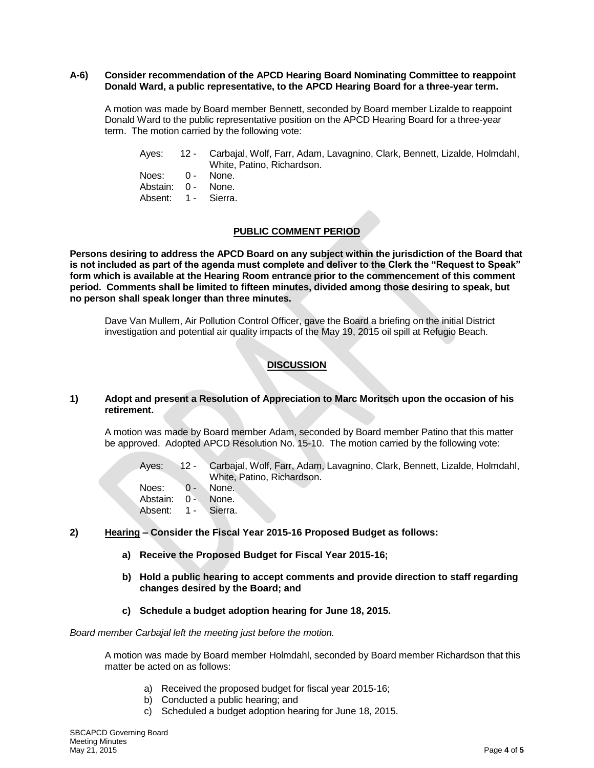**A-6) Consider recommendation of the APCD Hearing Board Nominating Committee to reappoint Donald Ward, a public representative, to the APCD Hearing Board for a three-year term.**

A motion was made by Board member Bennett, seconded by Board member Lizalde to reappoint Donald Ward to the public representative position on the APCD Hearing Board for a three-year term. The motion carried by the following vote:

Ayes: 12 - Carbajal, Wolf, Farr, Adam, Lavagnino, Clark, Bennett, Lizalde, Holmdahl, White, Patino, Richardson.
Noes: 0 - None.
Abstain: 0 - None.
Absent: 1 - Sierra.

## PUBLIC COMMENT PERIOD

**Persons desiring to address the APCD Board on any subject within the jurisdiction of the Board that is not included as part of the agenda must complete and deliver to the Clerk the "Request to Speak" form which is available at the Hearing Room entrance prior to the commencement of this comment period. Comments shall be limited to fifteen minutes, divided among those desiring to speak, but no person shall speak longer than three minutes.**

Dave Van Mullem, Air Pollution Control Officer, gave the Board a briefing on the initial District investigation and potential air quality impacts of the May 19, 2015 oil spill at Refugio Beach.

## DISCUSSION

**1) Adopt and present a Resolution of Appreciation to Marc Moritsch upon the occasion of his retirement.**

A motion was made by Board member Adam, seconded by Board member Patino that this matter be approved. Adopted APCD Resolution No. 15-10. The motion carried by the following vote:

Ayes: 12 - Carbajal, Wolf, Farr, Adam, Lavagnino, Clark, Bennett, Lizalde, Holmdahl, White, Patino, Richardson.
Noes: 0 - None.
Abstain: 0 - None.
Absent: 1 - Sierra.

**2) Hearing – Consider the Fiscal Year 2015-16 Proposed Budget as follows:**

**a) Receive the Proposed Budget for Fiscal Year 2015-16;**

**b) Hold a public hearing to accept comments and provide direction to staff regarding changes desired by the Board; and**

**c) Schedule a budget adoption hearing for June 18, 2015.**

*Board member Carbajal left the meeting just before the motion.*

A motion was made by Board member Holmdahl, seconded by Board member Richardson that this matter be acted on as follows:

a) Received the proposed budget for fiscal year 2015-16;
b) Conducted a public hearing; and
c) Scheduled a budget adoption hearing for June 18, 2015.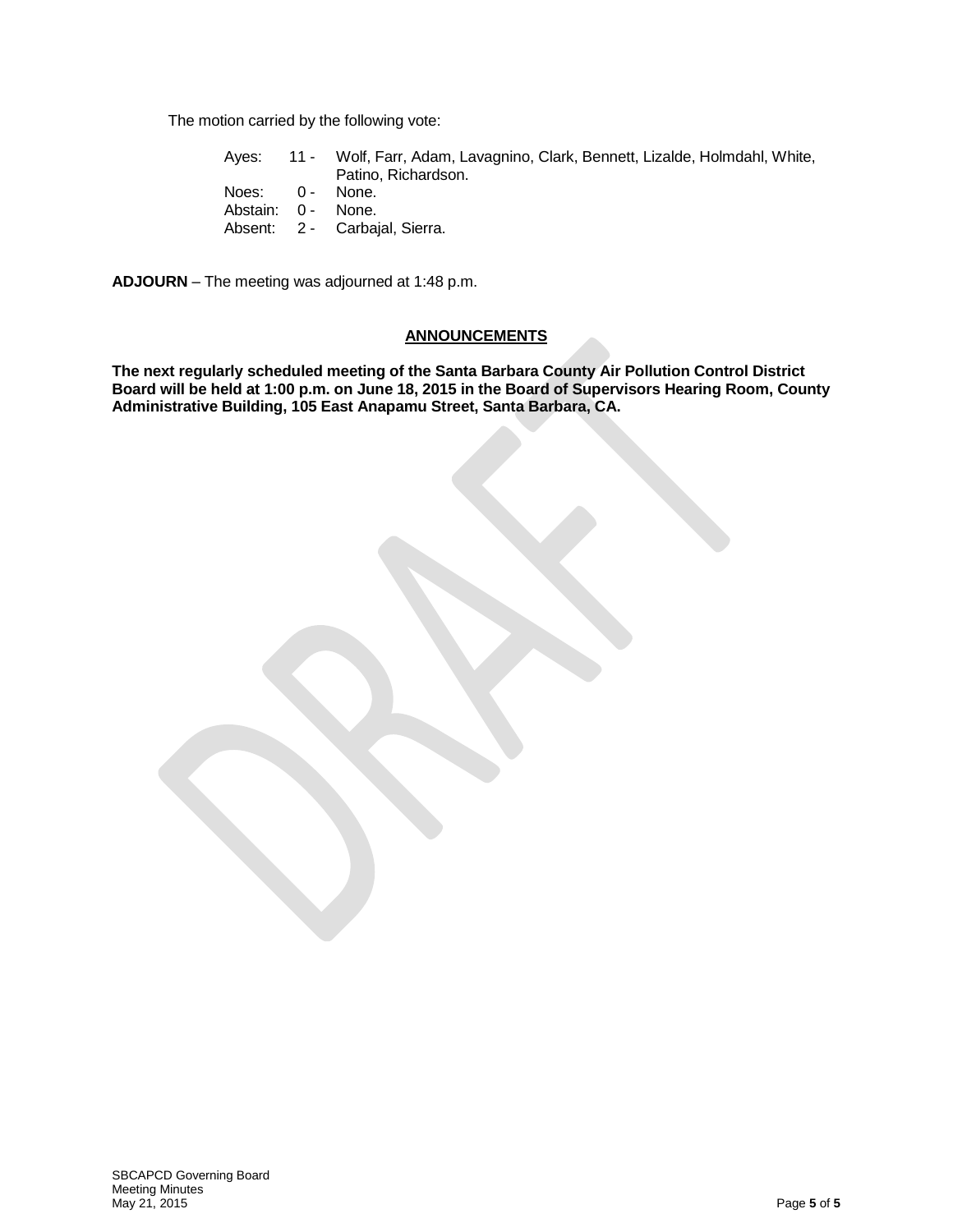The motion carried by the following vote:

| | | |
|---|---|---|
| Ayes: | 11 - | Wolf, Farr, Adam, Lavagnino, Clark, Bennett, Lizalde, Holmdahl, White, Patino, Richardson. |
| Noes: | 0 - | None. |
| Abstain: | 0 - | None. |
| Absent: | 2 - | Carbajal, Sierra. |

**ADJOURN** – The meeting was adjourned at 1:48 p.m.

## ANNOUNCEMENTS

**The next regularly scheduled meeting of the Santa Barbara County Air Pollution Control District Board will be held at 1:00 p.m. on June 18, 2015 in the Board of Supervisors Hearing Room, County Administrative Building, 105 East Anapamu Street, Santa Barbara, CA.**